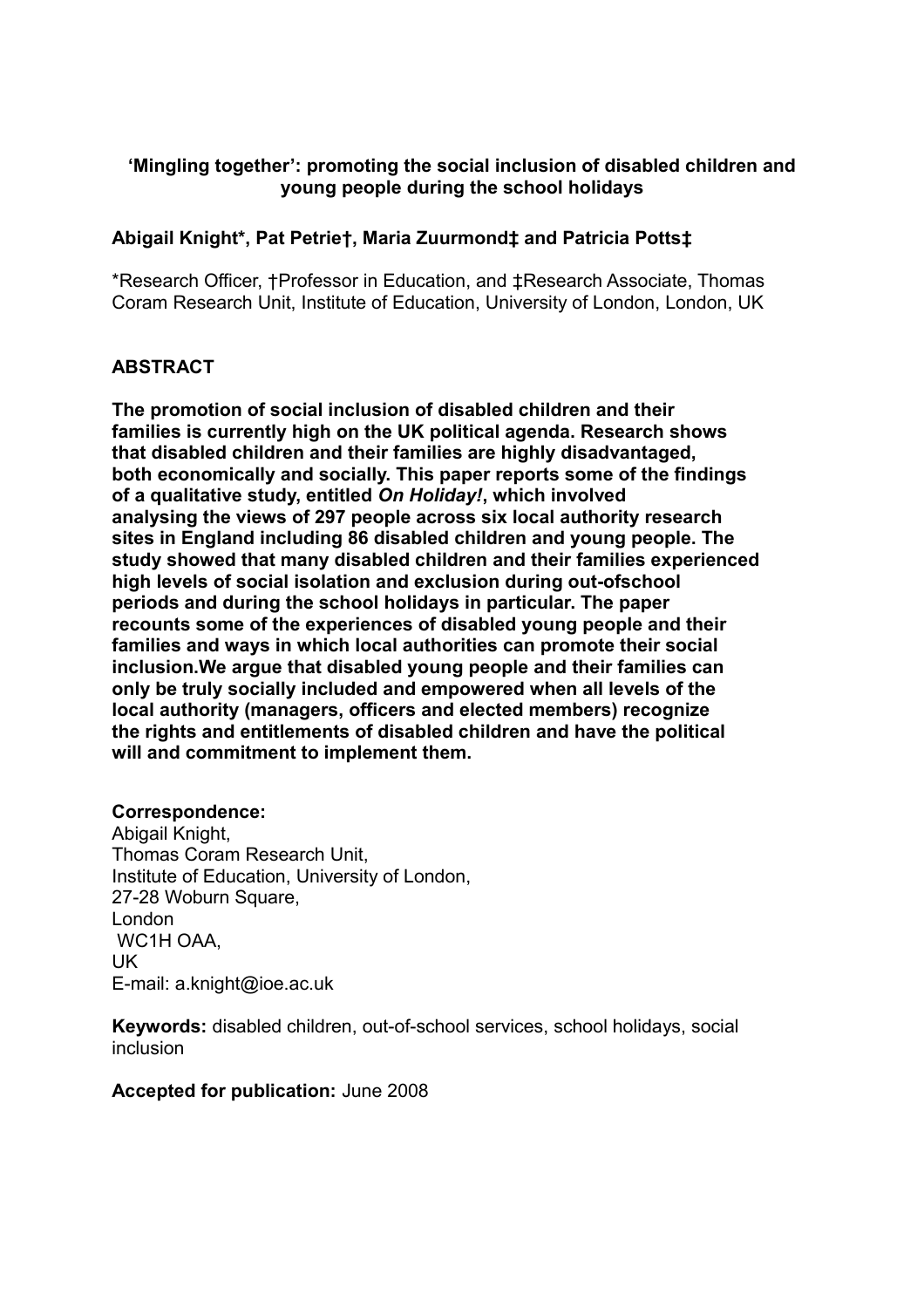# 'Mingling together': promoting the social inclusion of disabled children and young people during the school holidays

**Abigail Knight\*, Pat Petrie†, Maria Zuurmond‡ and Patricia Potts‡**

\*Research Officer, †Professor in Education, and ‡Research Associate, Thomas Coram Research Unit, Institute of Education, University of London, London, UK

## ABSTRACT

**The promotion of social inclusion of disabled children and their families is currently high on the UK political agenda. Research shows that disabled children and their families are highly disadvantaged, both economically and socially. This paper reports some of the findings of a qualitative study, entitled *On Holiday!*, which involved analysing the views of 297 people across six local authority research sites in England including 86 disabled children and young people. The study showed that many disabled children and their families experienced high levels of social isolation and exclusion during out-ofschool periods and during the school holidays in particular. The paper recounts some of the experiences of disabled young people and their families and ways in which local authorities can promote their social inclusion.We argue that disabled young people and their families can only be truly socially included and empowered when all levels of the local authority (managers, officers and elected members) recognize the rights and entitlements of disabled children and have the political will and commitment to implement them.**

**Correspondence:**
Abigail Knight,
Thomas Coram Research Unit,
Institute of Education, University of London,
27-28 Woburn Square,
London
WC1H OAA,
UK
E-mail: a.knight@ioe.ac.uk

**Keywords:** disabled children, out-of-school services, school holidays, social inclusion

**Accepted for publication:** June 2008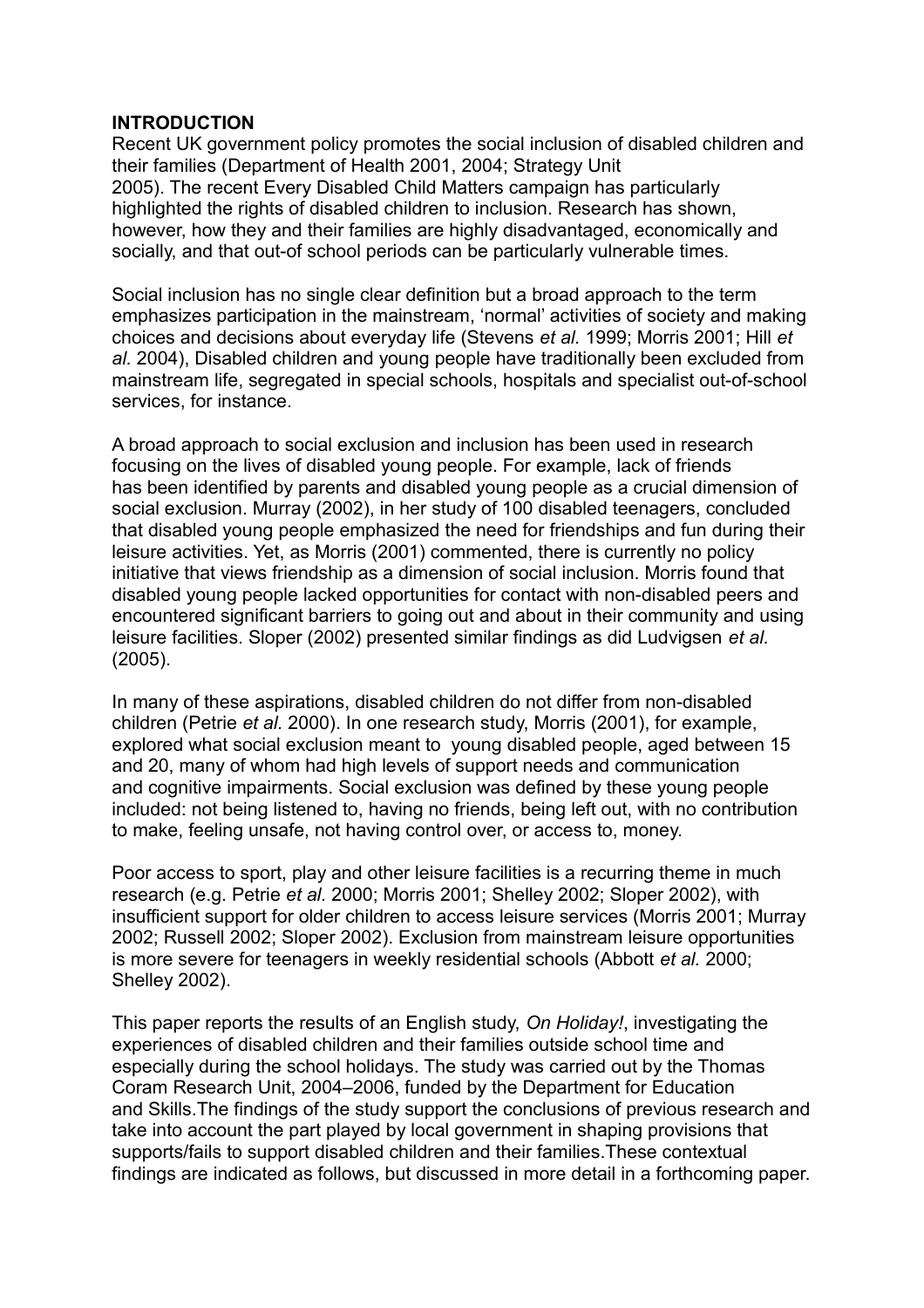## INTRODUCTION

Recent UK government policy promotes the social inclusion of disabled children and their families (Department of Health 2001, 2004; Strategy Unit 2005). The recent Every Disabled Child Matters campaign has particularly highlighted the rights of disabled children to inclusion. Research has shown, however, how they and their families are highly disadvantaged, economically and socially, and that out-of school periods can be particularly vulnerable times.

Social inclusion has no single clear definition but a broad approach to the term emphasizes participation in the mainstream, 'normal' activities of society and making choices and decisions about everyday life (Stevens *et al.* 1999; Morris 2001; Hill *et al.* 2004), Disabled children and young people have traditionally been excluded from mainstream life, segregated in special schools, hospitals and specialist out-of-school services, for instance.

A broad approach to social exclusion and inclusion has been used in research focusing on the lives of disabled young people. For example, lack of friends has been identified by parents and disabled young people as a crucial dimension of social exclusion. Murray (2002), in her study of 100 disabled teenagers, concluded that disabled young people emphasized the need for friendships and fun during their leisure activities. Yet, as Morris (2001) commented, there is currently no policy initiative that views friendship as a dimension of social inclusion. Morris found that disabled young people lacked opportunities for contact with non-disabled peers and encountered significant barriers to going out and about in their community and using leisure facilities. Sloper (2002) presented similar findings as did Ludvigsen *et al.* (2005).

In many of these aspirations, disabled children do not differ from non-disabled children (Petrie *et al.* 2000). In one research study, Morris (2001), for example, explored what social exclusion meant to young disabled people, aged between 15 and 20, many of whom had high levels of support needs and communication and cognitive impairments. Social exclusion was defined by these young people included: not being listened to, having no friends, being left out, with no contribution to make, feeling unsafe, not having control over, or access to, money.

Poor access to sport, play and other leisure facilities is a recurring theme in much research (e.g. Petrie *et al.* 2000; Morris 2001; Shelley 2002; Sloper 2002), with insufficient support for older children to access leisure services (Morris 2001; Murray 2002; Russell 2002; Sloper 2002). Exclusion from mainstream leisure opportunities is more severe for teenagers in weekly residential schools (Abbott *et al.* 2000; Shelley 2002).

This paper reports the results of an English study, *On Holiday!*, investigating the experiences of disabled children and their families outside school time and especially during the school holidays. The study was carried out by the Thomas Coram Research Unit, 2004–2006, funded by the Department for Education and Skills.The findings of the study support the conclusions of previous research and take into account the part played by local government in shaping provisions that supports/fails to support disabled children and their families.These contextual findings are indicated as follows, but discussed in more detail in a forthcoming paper.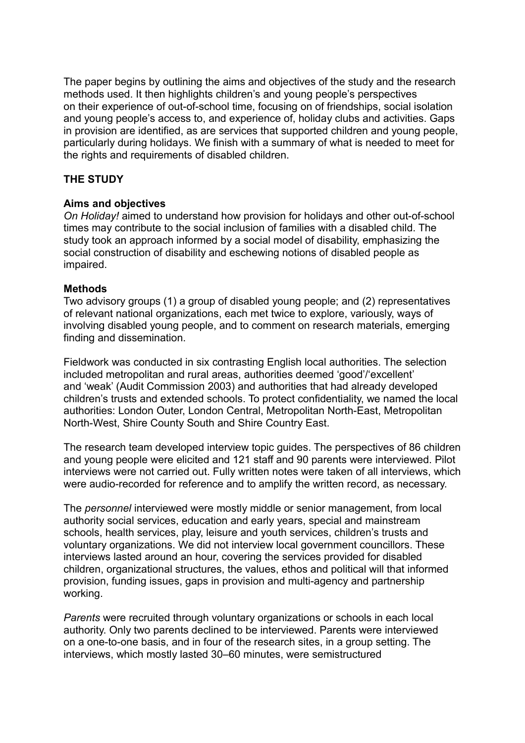The paper begins by outlining the aims and objectives of the study and the research methods used. It then highlights children's and young people's perspectives on their experience of out-of-school time, focusing on of friendships, social isolation and young people's access to, and experience of, holiday clubs and activities. Gaps in provision are identified, as are services that supported children and young people, particularly during holidays. We finish with a summary of what is needed to meet for the rights and requirements of disabled children.

## THE STUDY

### Aims and objectives

*On Holiday!* aimed to understand how provision for holidays and other out-of-school times may contribute to the social inclusion of families with a disabled child. The study took an approach informed by a social model of disability, emphasizing the social construction of disability and eschewing notions of disabled people as impaired.

### Methods

Two advisory groups (1) a group of disabled young people; and (2) representatives of relevant national organizations, each met twice to explore, variously, ways of involving disabled young people, and to comment on research materials, emerging finding and dissemination.

Fieldwork was conducted in six contrasting English local authorities. The selection included metropolitan and rural areas, authorities deemed 'good'/'excellent' and 'weak' (Audit Commission 2003) and authorities that had already developed children's trusts and extended schools. To protect confidentiality, we named the local authorities: London Outer, London Central, Metropolitan North-East, Metropolitan North-West, Shire County South and Shire Country East.

The research team developed interview topic guides. The perspectives of 86 children and young people were elicited and 121 staff and 90 parents were interviewed. Pilot interviews were not carried out. Fully written notes were taken of all interviews, which were audio-recorded for reference and to amplify the written record, as necessary.

The *personnel* interviewed were mostly middle or senior management, from local authority social services, education and early years, special and mainstream schools, health services, play, leisure and youth services, children's trusts and voluntary organizations. We did not interview local government councillors. These interviews lasted around an hour, covering the services provided for disabled children, organizational structures, the values, ethos and political will that informed provision, funding issues, gaps in provision and multi-agency and partnership working.

*Parents* were recruited through voluntary organizations or schools in each local authority. Only two parents declined to be interviewed. Parents were interviewed on a one-to-one basis, and in four of the research sites, in a group setting. The interviews, which mostly lasted 30–60 minutes, were semistructured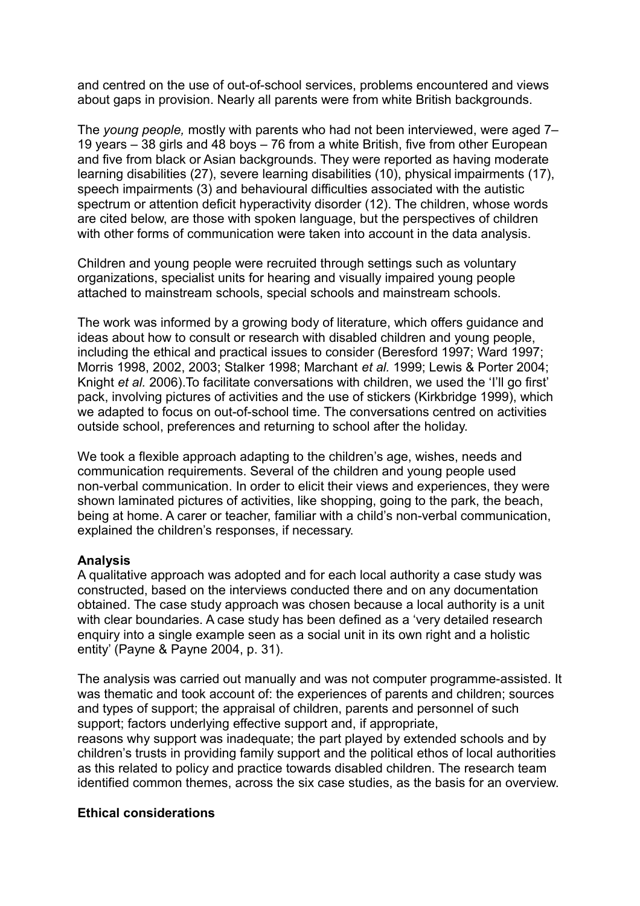and centred on the use of out-of-school services, problems encountered and views about gaps in provision. Nearly all parents were from white British backgrounds.

The *young people,* mostly with parents who had not been interviewed, were aged 7–19 years – 38 girls and 48 boys – 76 from a white British, five from other European and five from black or Asian backgrounds. They were reported as having moderate learning disabilities (27), severe learning disabilities (10), physical impairments (17), speech impairments (3) and behavioural difficulties associated with the autistic spectrum or attention deficit hyperactivity disorder (12). The children, whose words are cited below, are those with spoken language, but the perspectives of children with other forms of communication were taken into account in the data analysis.

Children and young people were recruited through settings such as voluntary organizations, specialist units for hearing and visually impaired young people attached to mainstream schools, special schools and mainstream schools.

The work was informed by a growing body of literature, which offers guidance and ideas about how to consult or research with disabled children and young people, including the ethical and practical issues to consider (Beresford 1997; Ward 1997; Morris 1998, 2002, 2003; Stalker 1998; Marchant *et al.* 1999; Lewis & Porter 2004; Knight *et al.* 2006).To facilitate conversations with children, we used the 'I'll go first' pack, involving pictures of activities and the use of stickers (Kirkbridge 1999), which we adapted to focus on out-of-school time. The conversations centred on activities outside school, preferences and returning to school after the holiday.

We took a flexible approach adapting to the children's age, wishes, needs and communication requirements. Several of the children and young people used non-verbal communication. In order to elicit their views and experiences, they were shown laminated pictures of activities, like shopping, going to the park, the beach, being at home. A carer or teacher, familiar with a child's non-verbal communication, explained the children's responses, if necessary.

**Analysis**

A qualitative approach was adopted and for each local authority a case study was constructed, based on the interviews conducted there and on any documentation obtained. The case study approach was chosen because a local authority is a unit with clear boundaries. A case study has been defined as a 'very detailed research enquiry into a single example seen as a social unit in its own right and a holistic entity' (Payne & Payne 2004, p. 31).

The analysis was carried out manually and was not computer programme-assisted. It was thematic and took account of: the experiences of parents and children; sources and types of support; the appraisal of children, parents and personnel of such support; factors underlying effective support and, if appropriate, reasons why support was inadequate; the part played by extended schools and by children's trusts in providing family support and the political ethos of local authorities as this related to policy and practice towards disabled children. The research team identified common themes, across the six case studies, as the basis for an overview.

**Ethical considerations**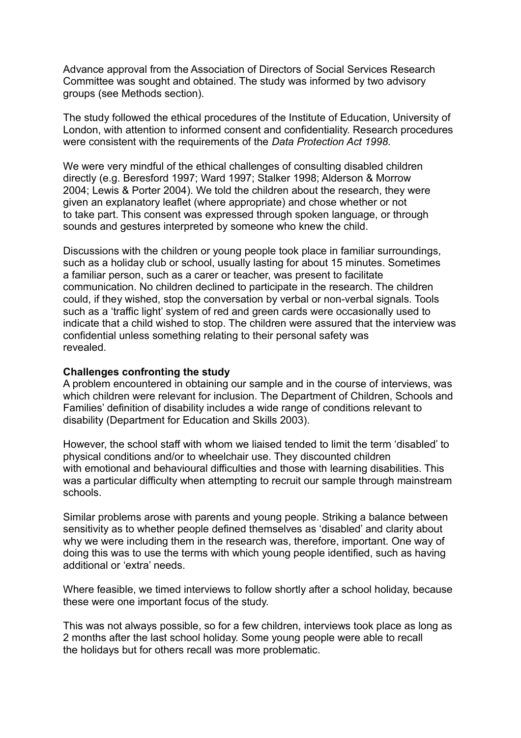Advance approval from the Association of Directors of Social Services Research Committee was sought and obtained. The study was informed by two advisory groups (see Methods section).

The study followed the ethical procedures of the Institute of Education, University of London, with attention to informed consent and confidentiality. Research procedures were consistent with the requirements of the *Data Protection Act 1998.*

We were very mindful of the ethical challenges of consulting disabled children directly (e.g. Beresford 1997; Ward 1997; Stalker 1998; Alderson & Morrow 2004; Lewis & Porter 2004). We told the children about the research, they were given an explanatory leaflet (where appropriate) and chose whether or not to take part. This consent was expressed through spoken language, or through sounds and gestures interpreted by someone who knew the child.

Discussions with the children or young people took place in familiar surroundings, such as a holiday club or school, usually lasting for about 15 minutes. Sometimes a familiar person, such as a carer or teacher, was present to facilitate communication. No children declined to participate in the research. The children could, if they wished, stop the conversation by verbal or non-verbal signals. Tools such as a 'traffic light' system of red and green cards were occasionally used to indicate that a child wished to stop. The children were assured that the interview was confidential unless something relating to their personal safety was revealed.

**Challenges confronting the study**

A problem encountered in obtaining our sample and in the course of interviews, was which children were relevant for inclusion. The Department of Children, Schools and Families' definition of disability includes a wide range of conditions relevant to disability (Department for Education and Skills 2003).

However, the school staff with whom we liaised tended to limit the term 'disabled' to physical conditions and/or to wheelchair use. They discounted children with emotional and behavioural difficulties and those with learning disabilities. This was a particular difficulty when attempting to recruit our sample through mainstream schools.

Similar problems arose with parents and young people. Striking a balance between sensitivity as to whether people defined themselves as 'disabled' and clarity about why we were including them in the research was, therefore, important. One way of doing this was to use the terms with which young people identified, such as having additional or 'extra' needs.

Where feasible, we timed interviews to follow shortly after a school holiday, because these were one important focus of the study.

This was not always possible, so for a few children, interviews took place as long as 2 months after the last school holiday. Some young people were able to recall the holidays but for others recall was more problematic.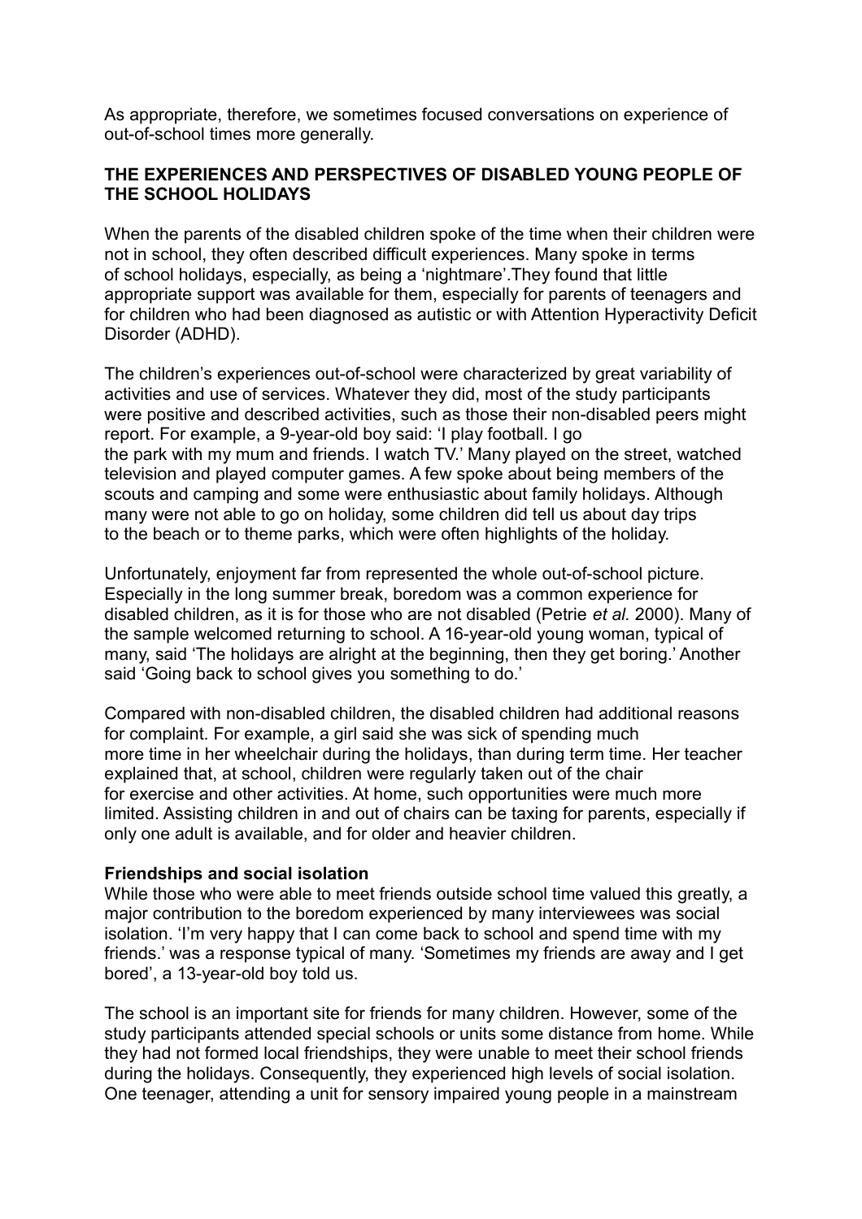As appropriate, therefore, we sometimes focused conversations on experience of out-of-school times more generally.

## THE EXPERIENCES AND PERSPECTIVES OF DISABLED YOUNG PEOPLE OF THE SCHOOL HOLIDAYS

When the parents of the disabled children spoke of the time when their children were not in school, they often described difficult experiences. Many spoke in terms of school holidays, especially, as being a 'nightmare'.They found that little appropriate support was available for them, especially for parents of teenagers and for children who had been diagnosed as autistic or with Attention Hyperactivity Deficit Disorder (ADHD).

The children's experiences out-of-school were characterized by great variability of activities and use of services. Whatever they did, most of the study participants were positive and described activities, such as those their non-disabled peers might report. For example, a 9-year-old boy said: 'I play football. I go the park with my mum and friends. I watch TV.' Many played on the street, watched television and played computer games. A few spoke about being members of the scouts and camping and some were enthusiastic about family holidays. Although many were not able to go on holiday, some children did tell us about day trips to the beach or to theme parks, which were often highlights of the holiday.

Unfortunately, enjoyment far from represented the whole out-of-school picture. Especially in the long summer break, boredom was a common experience for disabled children, as it is for those who are not disabled (Petrie *et al.* 2000). Many of the sample welcomed returning to school. A 16-year-old young woman, typical of many, said 'The holidays are alright at the beginning, then they get boring.' Another said 'Going back to school gives you something to do.'

Compared with non-disabled children, the disabled children had additional reasons for complaint. For example, a girl said she was sick of spending much more time in her wheelchair during the holidays, than during term time. Her teacher explained that, at school, children were regularly taken out of the chair for exercise and other activities. At home, such opportunities were much more limited. Assisting children in and out of chairs can be taxing for parents, especially if only one adult is available, and for older and heavier children.

### Friendships and social isolation

While those who were able to meet friends outside school time valued this greatly, a major contribution to the boredom experienced by many interviewees was social isolation. 'I'm very happy that I can come back to school and spend time with my friends.' was a response typical of many. 'Sometimes my friends are away and I get bored', a 13-year-old boy told us.

The school is an important site for friends for many children. However, some of the study participants attended special schools or units some distance from home. While they had not formed local friendships, they were unable to meet their school friends during the holidays. Consequently, they experienced high levels of social isolation. One teenager, attending a unit for sensory impaired young people in a mainstream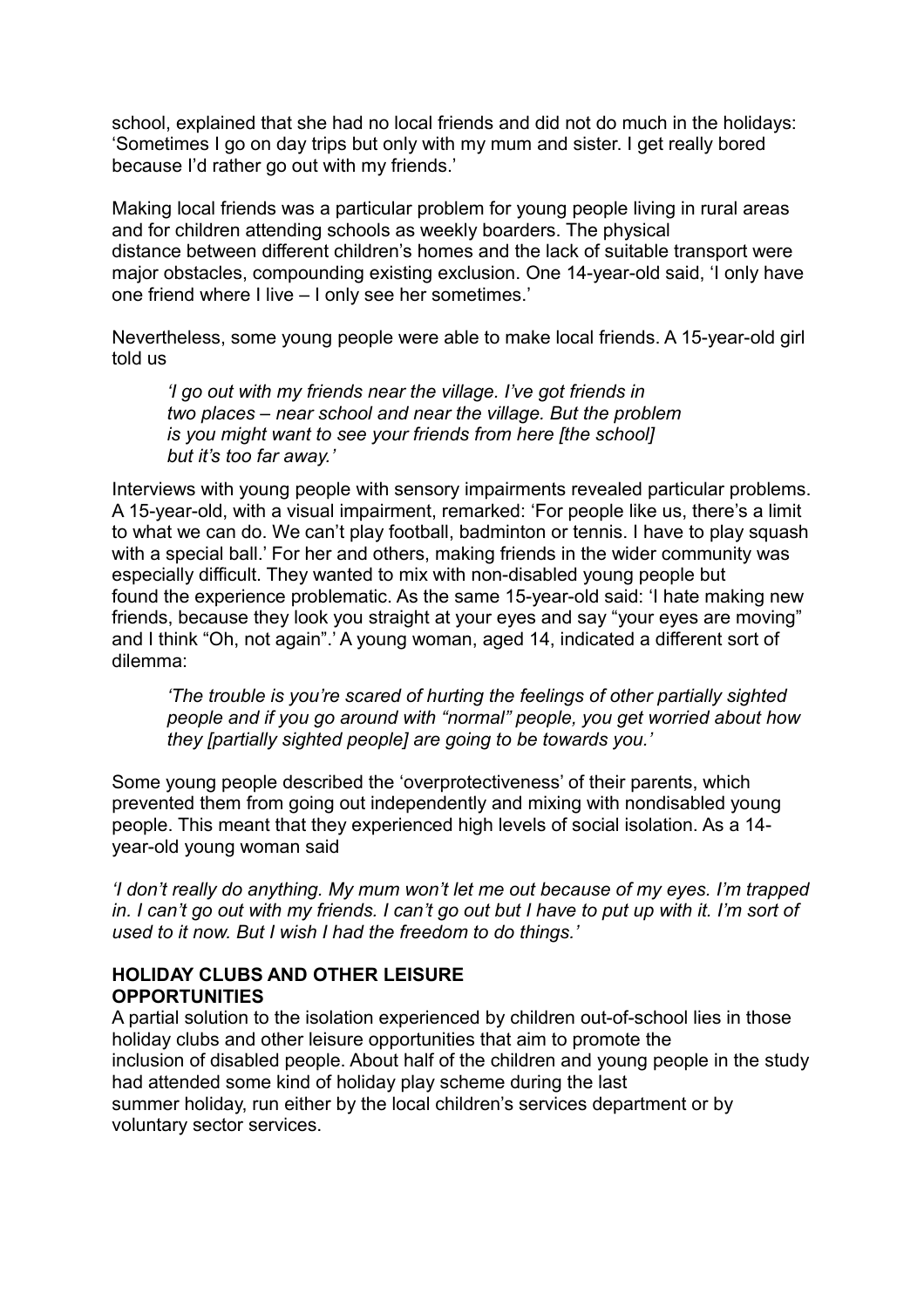school, explained that she had no local friends and did not do much in the holidays: 'Sometimes I go on day trips but only with my mum and sister. I get really bored because I'd rather go out with my friends.'

Making local friends was a particular problem for young people living in rural areas and for children attending schools as weekly boarders. The physical distance between different children's homes and the lack of suitable transport were major obstacles, compounding existing exclusion. One 14-year-old said, 'I only have one friend where I live – I only see her sometimes.'

Nevertheless, some young people were able to make local friends. A 15-year-old girl told us

> *'I go out with my friends near the village. I've got friends in two places – near school and near the village. But the problem is you might want to see your friends from here [the school] but it's too far away.'*

Interviews with young people with sensory impairments revealed particular problems. A 15-year-old, with a visual impairment, remarked: 'For people like us, there's a limit to what we can do. We can't play football, badminton or tennis. I have to play squash with a special ball.' For her and others, making friends in the wider community was especially difficult. They wanted to mix with non-disabled young people but found the experience problematic. As the same 15-year-old said: 'I hate making new friends, because they look you straight at your eyes and say "your eyes are moving" and I think "Oh, not again".' A young woman, aged 14, indicated a different sort of dilemma:

> *'The trouble is you're scared of hurting the feelings of other partially sighted people and if you go around with "normal" people, you get worried about how they [partially sighted people] are going to be towards you.'*

Some young people described the 'overprotectiveness' of their parents, which prevented them from going out independently and mixing with nondisabled young people. This meant that they experienced high levels of social isolation. As a 14-year-old young woman said

*'I don't really do anything. My mum won't let me out because of my eyes. I'm trapped in. I can't go out with my friends. I can't go out but I have to put up with it. I'm sort of used to it now. But I wish I had the freedom to do things.'*

## HOLIDAY CLUBS AND OTHER LEISURE OPPORTUNITIES

A partial solution to the isolation experienced by children out-of-school lies in those holiday clubs and other leisure opportunities that aim to promote the inclusion of disabled people. About half of the children and young people in the study had attended some kind of holiday play scheme during the last summer holiday, run either by the local children's services department or by voluntary sector services.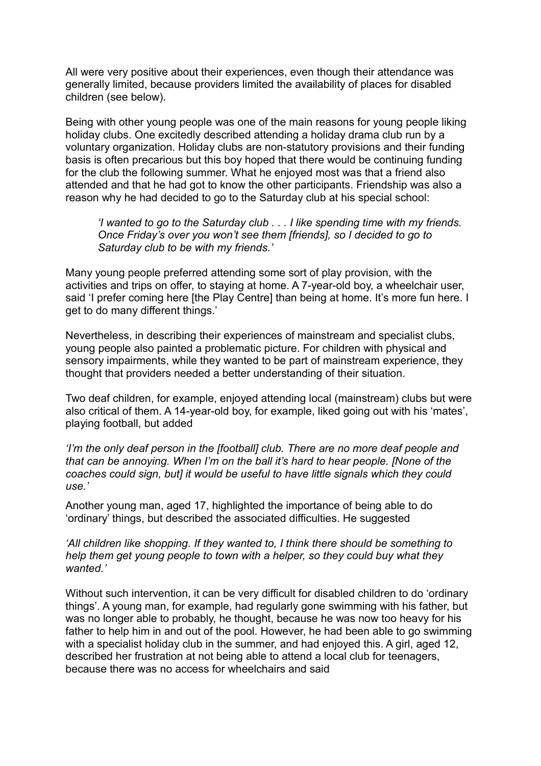All were very positive about their experiences, even though their attendance was generally limited, because providers limited the availability of places for disabled children (see below).

Being with other young people was one of the main reasons for young people liking holiday clubs. One excitedly described attending a holiday drama club run by a voluntary organization. Holiday clubs are non-statutory provisions and their funding basis is often precarious but this boy hoped that there would be continuing funding for the club the following summer. What he enjoyed most was that a friend also attended and that he had got to know the other participants. Friendship was also a reason why he had decided to go to the Saturday club at his special school:

> *'I wanted to go to the Saturday club . . . I like spending time with my friends. Once Friday's over you won't see them [friends], so I decided to go to Saturday club to be with my friends.'*

Many young people preferred attending some sort of play provision, with the activities and trips on offer, to staying at home. A 7-year-old boy, a wheelchair user, said 'I prefer coming here [the Play Centre] than being at home. It's more fun here. I get to do many different things.'

Nevertheless, in describing their experiences of mainstream and specialist clubs, young people also painted a problematic picture. For children with physical and sensory impairments, while they wanted to be part of mainstream experience, they thought that providers needed a better understanding of their situation.

Two deaf children, for example, enjoyed attending local (mainstream) clubs but were also critical of them. A 14-year-old boy, for example, liked going out with his 'mates', playing football, but added

*'I'm the only deaf person in the [football] club. There are no more deaf people and that can be annoying. When I'm on the ball it's hard to hear people. [None of the coaches could sign, but] it would be useful to have little signals which they could use.'*

Another young man, aged 17, highlighted the importance of being able to do 'ordinary' things, but described the associated difficulties. He suggested

*'All children like shopping. If they wanted to, I think there should be something to help them get young people to town with a helper, so they could buy what they wanted.'*

Without such intervention, it can be very difficult for disabled children to do 'ordinary things'. A young man, for example, had regularly gone swimming with his father, but was no longer able to probably, he thought, because he was now too heavy for his father to help him in and out of the pool. However, he had been able to go swimming with a specialist holiday club in the summer, and had enjoyed this. A girl, aged 12, described her frustration at not being able to attend a local club for teenagers, because there was no access for wheelchairs and said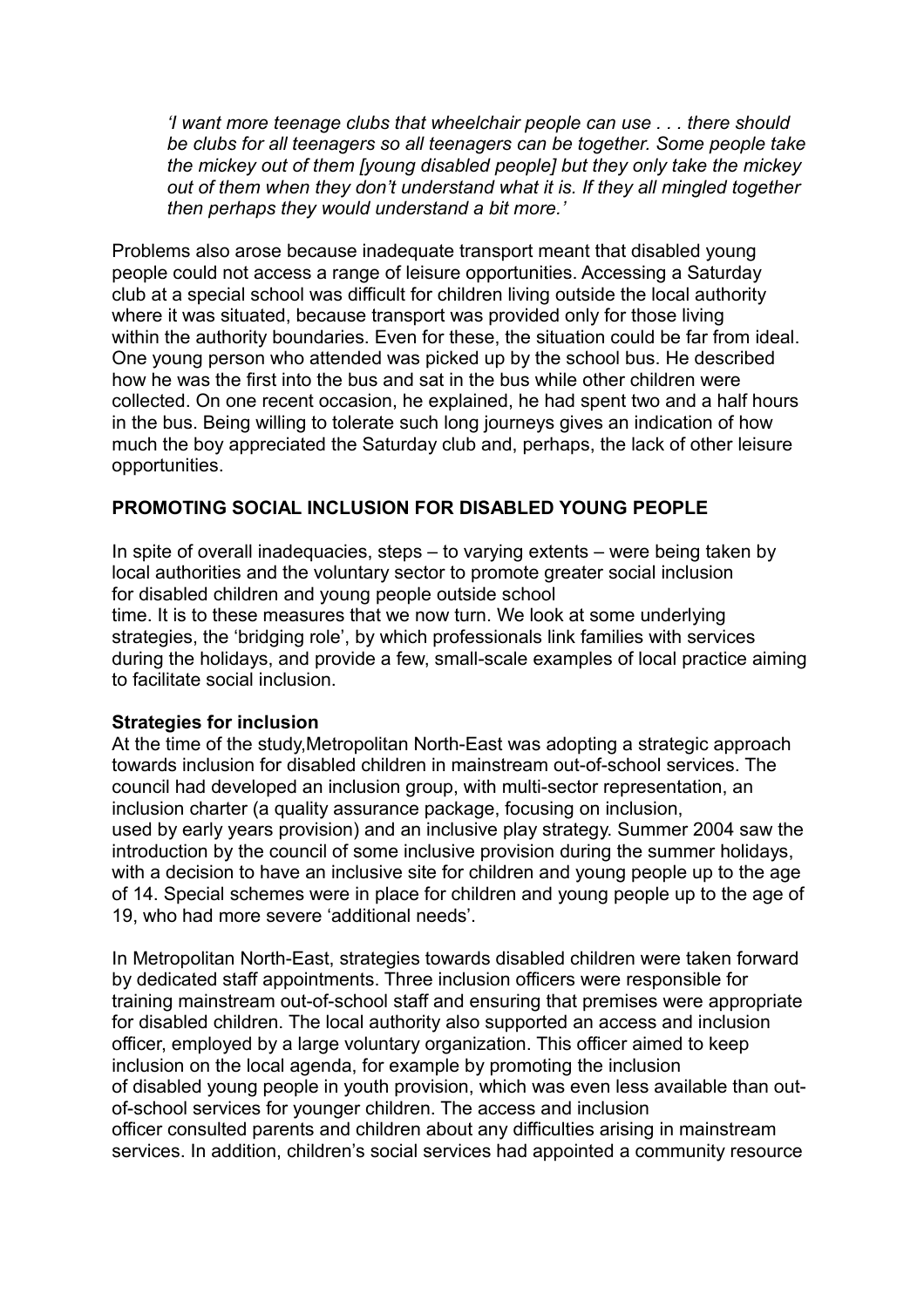*'I want more teenage clubs that wheelchair people can use . . . there should be clubs for all teenagers so all teenagers can be together. Some people take the mickey out of them [young disabled people] but they only take the mickey out of them when they don't understand what it is. If they all mingled together then perhaps they would understand a bit more.'*

Problems also arose because inadequate transport meant that disabled young people could not access a range of leisure opportunities. Accessing a Saturday club at a special school was difficult for children living outside the local authority where it was situated, because transport was provided only for those living within the authority boundaries. Even for these, the situation could be far from ideal. One young person who attended was picked up by the school bus. He described how he was the first into the bus and sat in the bus while other children were collected. On one recent occasion, he explained, he had spent two and a half hours in the bus. Being willing to tolerate such long journeys gives an indication of how much the boy appreciated the Saturday club and, perhaps, the lack of other leisure opportunities.

## PROMOTING SOCIAL INCLUSION FOR DISABLED YOUNG PEOPLE

In spite of overall inadequacies, steps – to varying extents – were being taken by local authorities and the voluntary sector to promote greater social inclusion for disabled children and young people outside school time. It is to these measures that we now turn. We look at some underlying strategies, the 'bridging role', by which professionals link families with services during the holidays, and provide a few, small-scale examples of local practice aiming to facilitate social inclusion.

### Strategies for inclusion

At the time of the study,Metropolitan North-East was adopting a strategic approach towards inclusion for disabled children in mainstream out-of-school services. The council had developed an inclusion group, with multi-sector representation, an inclusion charter (a quality assurance package, focusing on inclusion, used by early years provision) and an inclusive play strategy. Summer 2004 saw the introduction by the council of some inclusive provision during the summer holidays, with a decision to have an inclusive site for children and young people up to the age of 14. Special schemes were in place for children and young people up to the age of 19, who had more severe 'additional needs'.

In Metropolitan North-East, strategies towards disabled children were taken forward by dedicated staff appointments. Three inclusion officers were responsible for training mainstream out-of-school staff and ensuring that premises were appropriate for disabled children. The local authority also supported an access and inclusion officer, employed by a large voluntary organization. This officer aimed to keep inclusion on the local agenda, for example by promoting the inclusion of disabled young people in youth provision, which was even less available than out-of-school services for younger children. The access and inclusion officer consulted parents and children about any difficulties arising in mainstream services. In addition, children's social services had appointed a community resource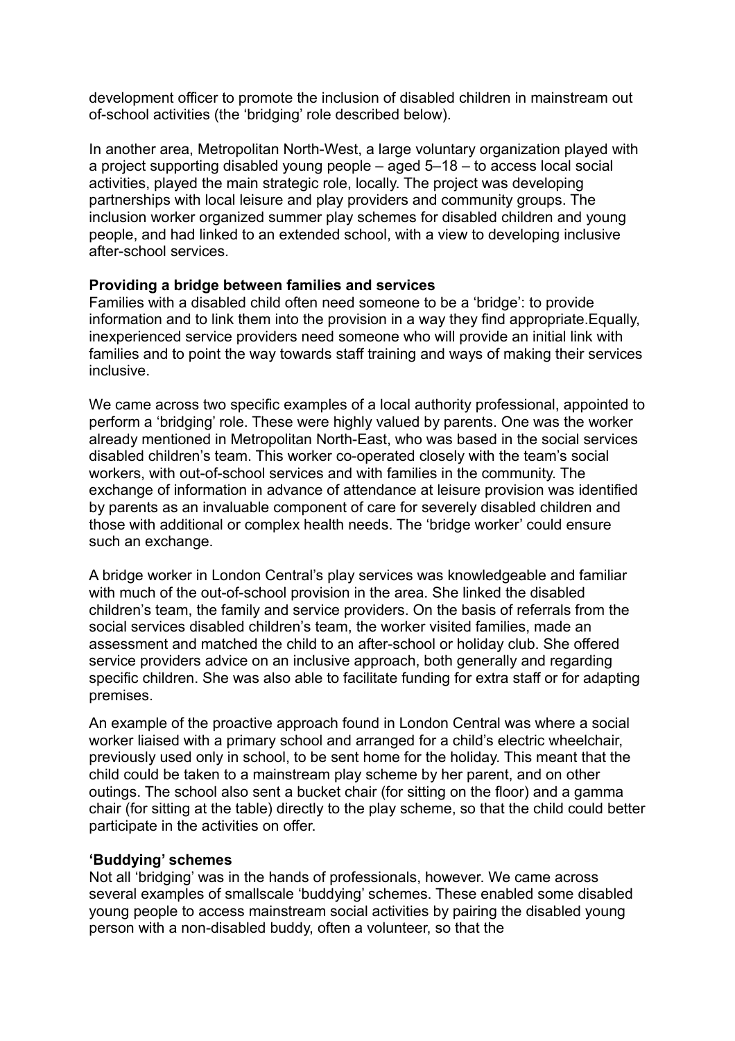development officer to promote the inclusion of disabled children in mainstream out of-school activities (the 'bridging' role described below).

In another area, Metropolitan North-West, a large voluntary organization played with a project supporting disabled young people – aged 5–18 – to access local social activities, played the main strategic role, locally. The project was developing partnerships with local leisure and play providers and community groups. The inclusion worker organized summer play schemes for disabled children and young people, and had linked to an extended school, with a view to developing inclusive after-school services.

**Providing a bridge between families and services**

Families with a disabled child often need someone to be a 'bridge': to provide information and to link them into the provision in a way they find appropriate.Equally, inexperienced service providers need someone who will provide an initial link with families and to point the way towards staff training and ways of making their services inclusive.

We came across two specific examples of a local authority professional, appointed to perform a 'bridging' role. These were highly valued by parents. One was the worker already mentioned in Metropolitan North-East, who was based in the social services disabled children's team. This worker co-operated closely with the team's social workers, with out-of-school services and with families in the community. The exchange of information in advance of attendance at leisure provision was identified by parents as an invaluable component of care for severely disabled children and those with additional or complex health needs. The 'bridge worker' could ensure such an exchange.

A bridge worker in London Central's play services was knowledgeable and familiar with much of the out-of-school provision in the area. She linked the disabled children's team, the family and service providers. On the basis of referrals from the social services disabled children's team, the worker visited families, made an assessment and matched the child to an after-school or holiday club. She offered service providers advice on an inclusive approach, both generally and regarding specific children. She was also able to facilitate funding for extra staff or for adapting premises.

An example of the proactive approach found in London Central was where a social worker liaised with a primary school and arranged for a child's electric wheelchair, previously used only in school, to be sent home for the holiday. This meant that the child could be taken to a mainstream play scheme by her parent, and on other outings. The school also sent a bucket chair (for sitting on the floor) and a gamma chair (for sitting at the table) directly to the play scheme, so that the child could better participate in the activities on offer.

**'Buddying' schemes**

Not all 'bridging' was in the hands of professionals, however. We came across several examples of smallscale 'buddying' schemes. These enabled some disabled young people to access mainstream social activities by pairing the disabled young person with a non-disabled buddy, often a volunteer, so that the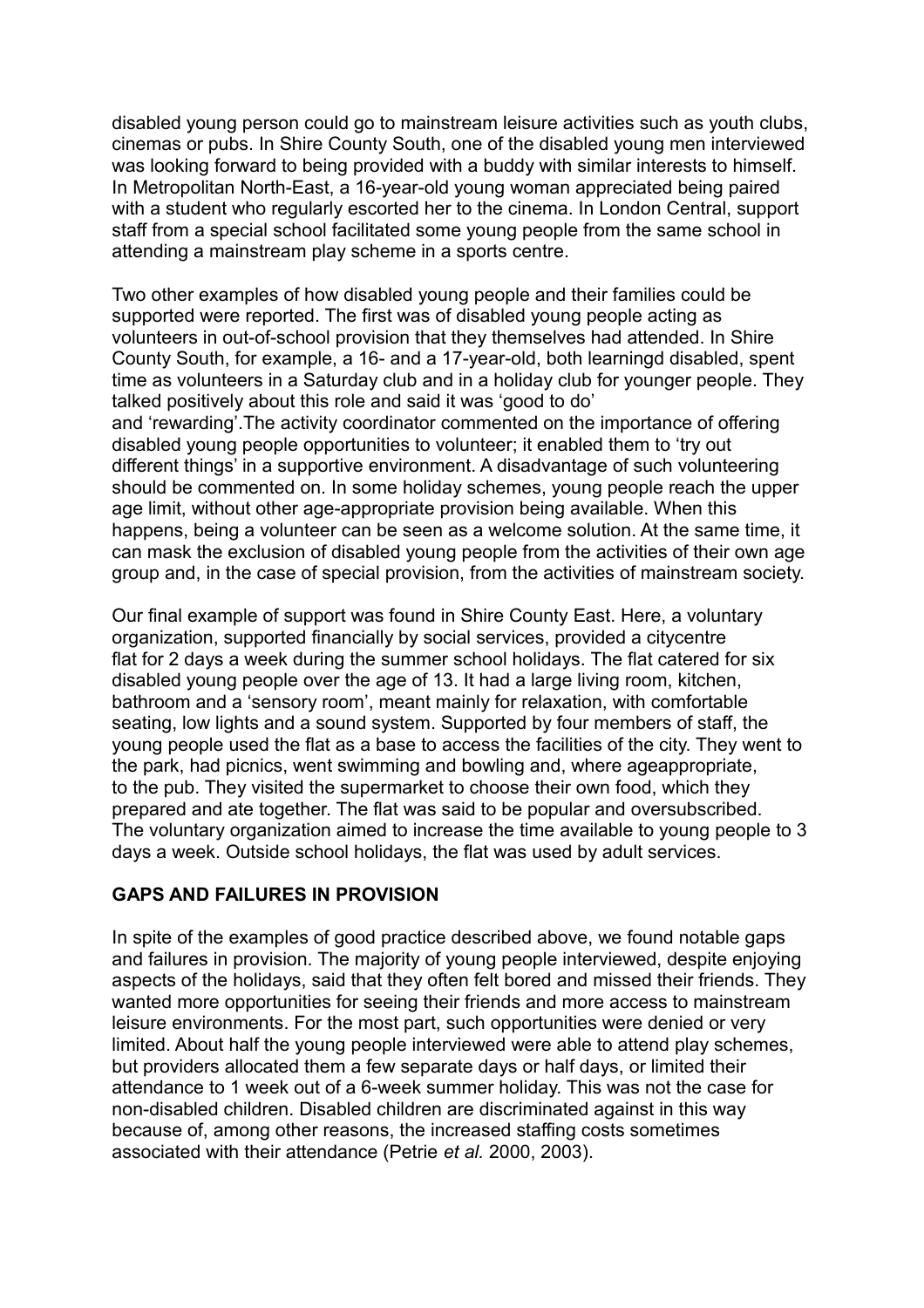disabled young person could go to mainstream leisure activities such as youth clubs, cinemas or pubs. In Shire County South, one of the disabled young men interviewed was looking forward to being provided with a buddy with similar interests to himself. In Metropolitan North-East, a 16-year-old young woman appreciated being paired with a student who regularly escorted her to the cinema. In London Central, support staff from a special school facilitated some young people from the same school in attending a mainstream play scheme in a sports centre.

Two other examples of how disabled young people and their families could be supported were reported. The first was of disabled young people acting as volunteers in out-of-school provision that they themselves had attended. In Shire County South, for example, a 16- and a 17-year-old, both learningd disabled, spent time as volunteers in a Saturday club and in a holiday club for younger people. They talked positively about this role and said it was 'good to do' and 'rewarding'.The activity coordinator commented on the importance of offering disabled young people opportunities to volunteer; it enabled them to 'try out different things' in a supportive environment. A disadvantage of such volunteering should be commented on. In some holiday schemes, young people reach the upper age limit, without other age-appropriate provision being available. When this happens, being a volunteer can be seen as a welcome solution. At the same time, it can mask the exclusion of disabled young people from the activities of their own age group and, in the case of special provision, from the activities of mainstream society.

Our final example of support was found in Shire County East. Here, a voluntary organization, supported financially by social services, provided a citycentre flat for 2 days a week during the summer school holidays. The flat catered for six disabled young people over the age of 13. It had a large living room, kitchen, bathroom and a 'sensory room', meant mainly for relaxation, with comfortable seating, low lights and a sound system. Supported by four members of staff, the young people used the flat as a base to access the facilities of the city. They went to the park, had picnics, went swimming and bowling and, where ageappropriate, to the pub. They visited the supermarket to choose their own food, which they prepared and ate together. The flat was said to be popular and oversubscribed. The voluntary organization aimed to increase the time available to young people to 3 days a week. Outside school holidays, the flat was used by adult services.

## GAPS AND FAILURES IN PROVISION

In spite of the examples of good practice described above, we found notable gaps and failures in provision. The majority of young people interviewed, despite enjoying aspects of the holidays, said that they often felt bored and missed their friends. They wanted more opportunities for seeing their friends and more access to mainstream leisure environments. For the most part, such opportunities were denied or very limited. About half the young people interviewed were able to attend play schemes, but providers allocated them a few separate days or half days, or limited their attendance to 1 week out of a 6-week summer holiday. This was not the case for non-disabled children. Disabled children are discriminated against in this way because of, among other reasons, the increased staffing costs sometimes associated with their attendance (Petrie *et al.* 2000, 2003).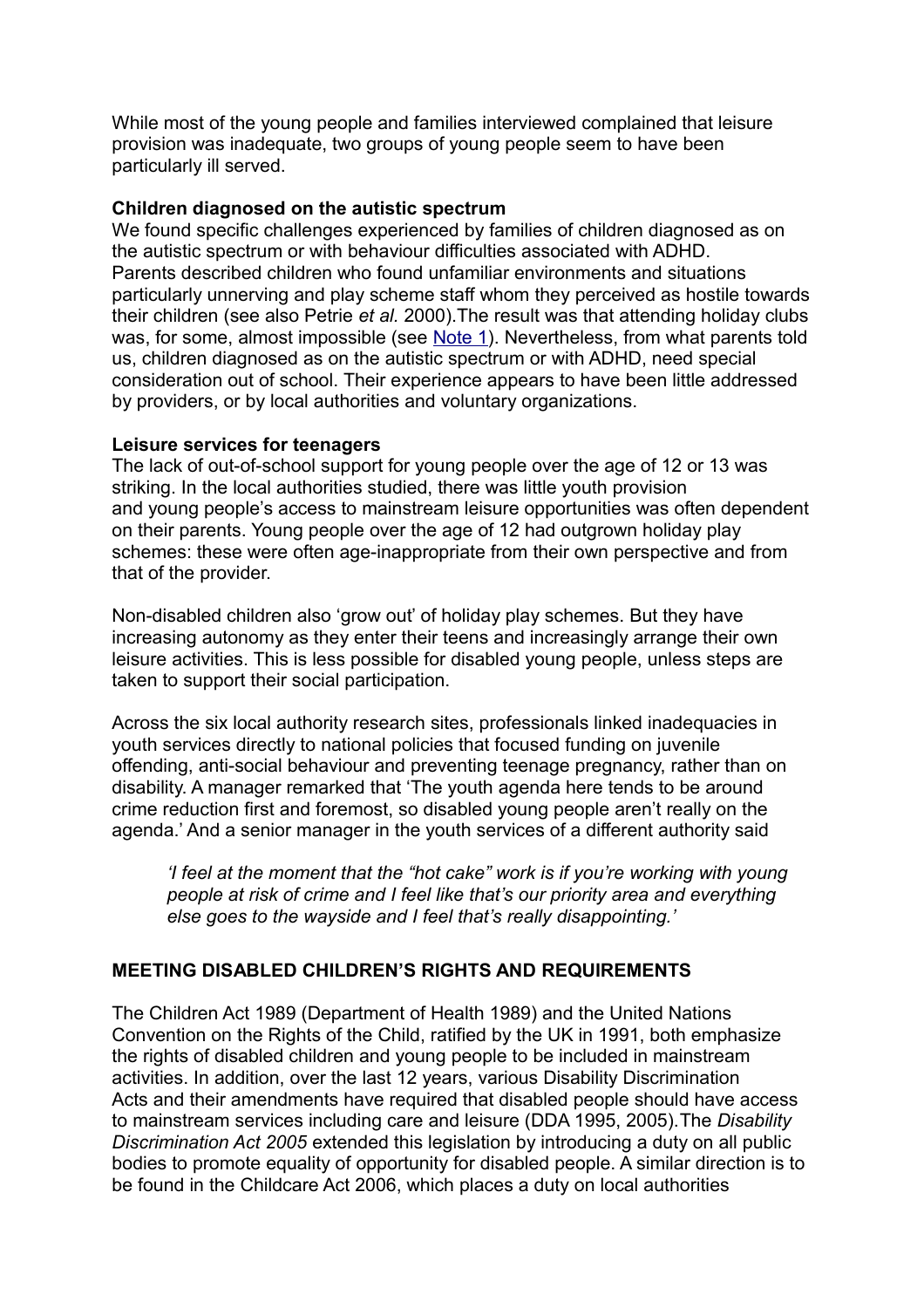While most of the young people and families interviewed complained that leisure provision was inadequate, two groups of young people seem to have been particularly ill served.

**Children diagnosed on the autistic spectrum**

We found specific challenges experienced by families of children diagnosed as on the autistic spectrum or with behaviour difficulties associated with ADHD. Parents described children who found unfamiliar environments and situations particularly unnerving and play scheme staff whom they perceived as hostile towards their children (see also Petrie *et al.* 2000).The result was that attending holiday clubs was, for some, almost impossible (see Note 1). Nevertheless, from what parents told us, children diagnosed as on the autistic spectrum or with ADHD, need special consideration out of school. Their experience appears to have been little addressed by providers, or by local authorities and voluntary organizations.

**Leisure services for teenagers**

The lack of out-of-school support for young people over the age of 12 or 13 was striking. In the local authorities studied, there was little youth provision and young people's access to mainstream leisure opportunities was often dependent on their parents. Young people over the age of 12 had outgrown holiday play schemes: these were often age-inappropriate from their own perspective and from that of the provider.

Non-disabled children also 'grow out' of holiday play schemes. But they have increasing autonomy as they enter their teens and increasingly arrange their own leisure activities. This is less possible for disabled young people, unless steps are taken to support their social participation.

Across the six local authority research sites, professionals linked inadequacies in youth services directly to national policies that focused funding on juvenile offending, anti-social behaviour and preventing teenage pregnancy, rather than on disability. A manager remarked that 'The youth agenda here tends to be around crime reduction first and foremost, so disabled young people aren't really on the agenda.' And a senior manager in the youth services of a different authority said

> *'I feel at the moment that the "hot cake" work is if you're working with young people at risk of crime and I feel like that's our priority area and everything else goes to the wayside and I feel that's really disappointing.'*

## MEETING DISABLED CHILDREN'S RIGHTS AND REQUIREMENTS

The Children Act 1989 (Department of Health 1989) and the United Nations Convention on the Rights of the Child, ratified by the UK in 1991, both emphasize the rights of disabled children and young people to be included in mainstream activities. In addition, over the last 12 years, various Disability Discrimination Acts and their amendments have required that disabled people should have access to mainstream services including care and leisure (DDA 1995, 2005).The *Disability Discrimination Act 2005* extended this legislation by introducing a duty on all public bodies to promote equality of opportunity for disabled people. A similar direction is to be found in the Childcare Act 2006, which places a duty on local authorities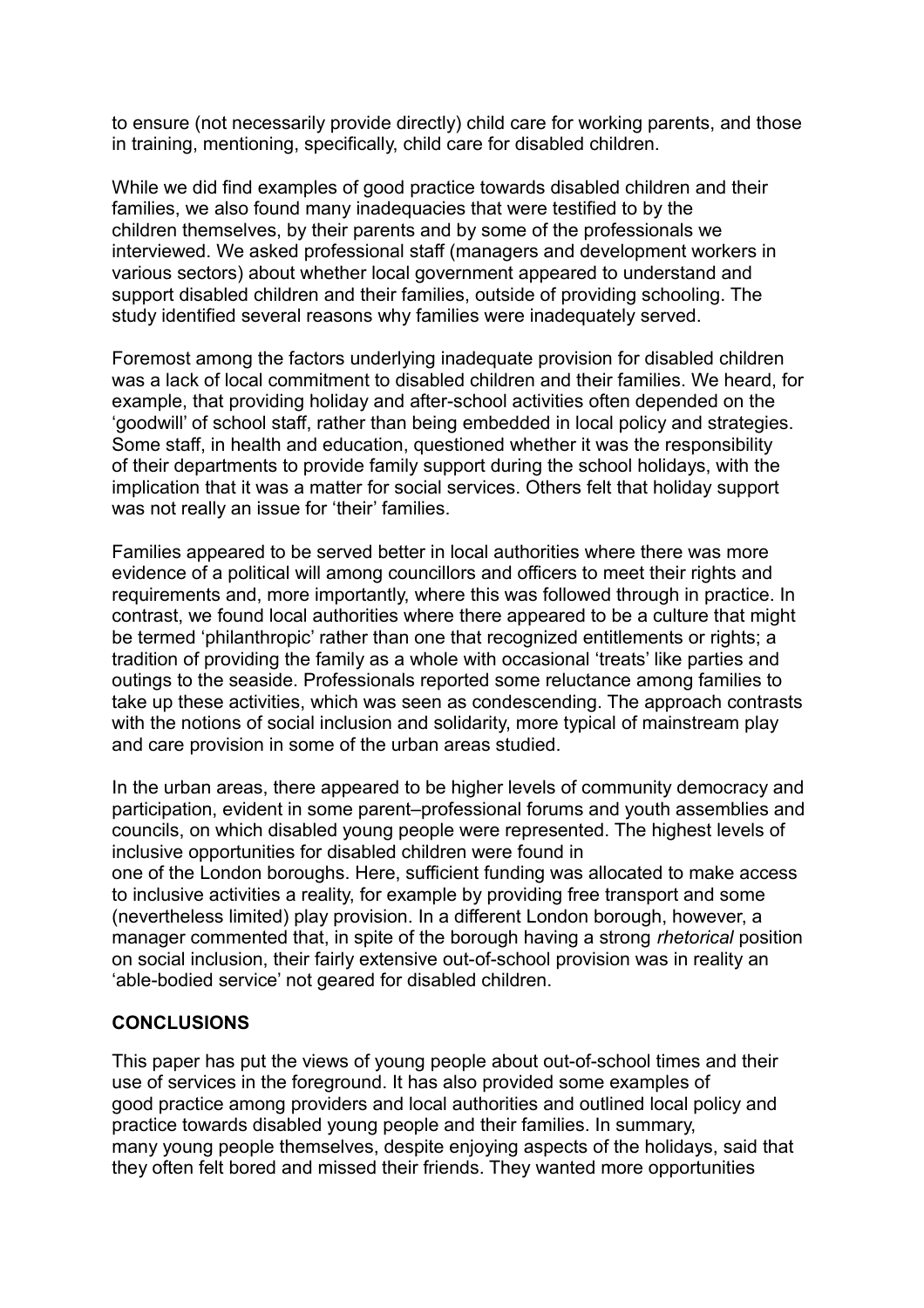to ensure (not necessarily provide directly) child care for working parents, and those in training, mentioning, specifically, child care for disabled children.

While we did find examples of good practice towards disabled children and their families, we also found many inadequacies that were testified to by the children themselves, by their parents and by some of the professionals we interviewed. We asked professional staff (managers and development workers in various sectors) about whether local government appeared to understand and support disabled children and their families, outside of providing schooling. The study identified several reasons why families were inadequately served.

Foremost among the factors underlying inadequate provision for disabled children was a lack of local commitment to disabled children and their families. We heard, for example, that providing holiday and after-school activities often depended on the 'goodwill' of school staff, rather than being embedded in local policy and strategies. Some staff, in health and education, questioned whether it was the responsibility of their departments to provide family support during the school holidays, with the implication that it was a matter for social services. Others felt that holiday support was not really an issue for 'their' families.

Families appeared to be served better in local authorities where there was more evidence of a political will among councillors and officers to meet their rights and requirements and, more importantly, where this was followed through in practice. In contrast, we found local authorities where there appeared to be a culture that might be termed 'philanthropic' rather than one that recognized entitlements or rights; a tradition of providing the family as a whole with occasional 'treats' like parties and outings to the seaside. Professionals reported some reluctance among families to take up these activities, which was seen as condescending. The approach contrasts with the notions of social inclusion and solidarity, more typical of mainstream play and care provision in some of the urban areas studied.

In the urban areas, there appeared to be higher levels of community democracy and participation, evident in some parent–professional forums and youth assemblies and councils, on which disabled young people were represented. The highest levels of inclusive opportunities for disabled children were found in one of the London boroughs. Here, sufficient funding was allocated to make access to inclusive activities a reality, for example by providing free transport and some (nevertheless limited) play provision. In a different London borough, however, a manager commented that, in spite of the borough having a strong *rhetorical* position on social inclusion, their fairly extensive out-of-school provision was in reality an 'able-bodied service' not geared for disabled children.

## CONCLUSIONS

This paper has put the views of young people about out-of-school times and their use of services in the foreground. It has also provided some examples of good practice among providers and local authorities and outlined local policy and practice towards disabled young people and their families. In summary, many young people themselves, despite enjoying aspects of the holidays, said that they often felt bored and missed their friends. They wanted more opportunities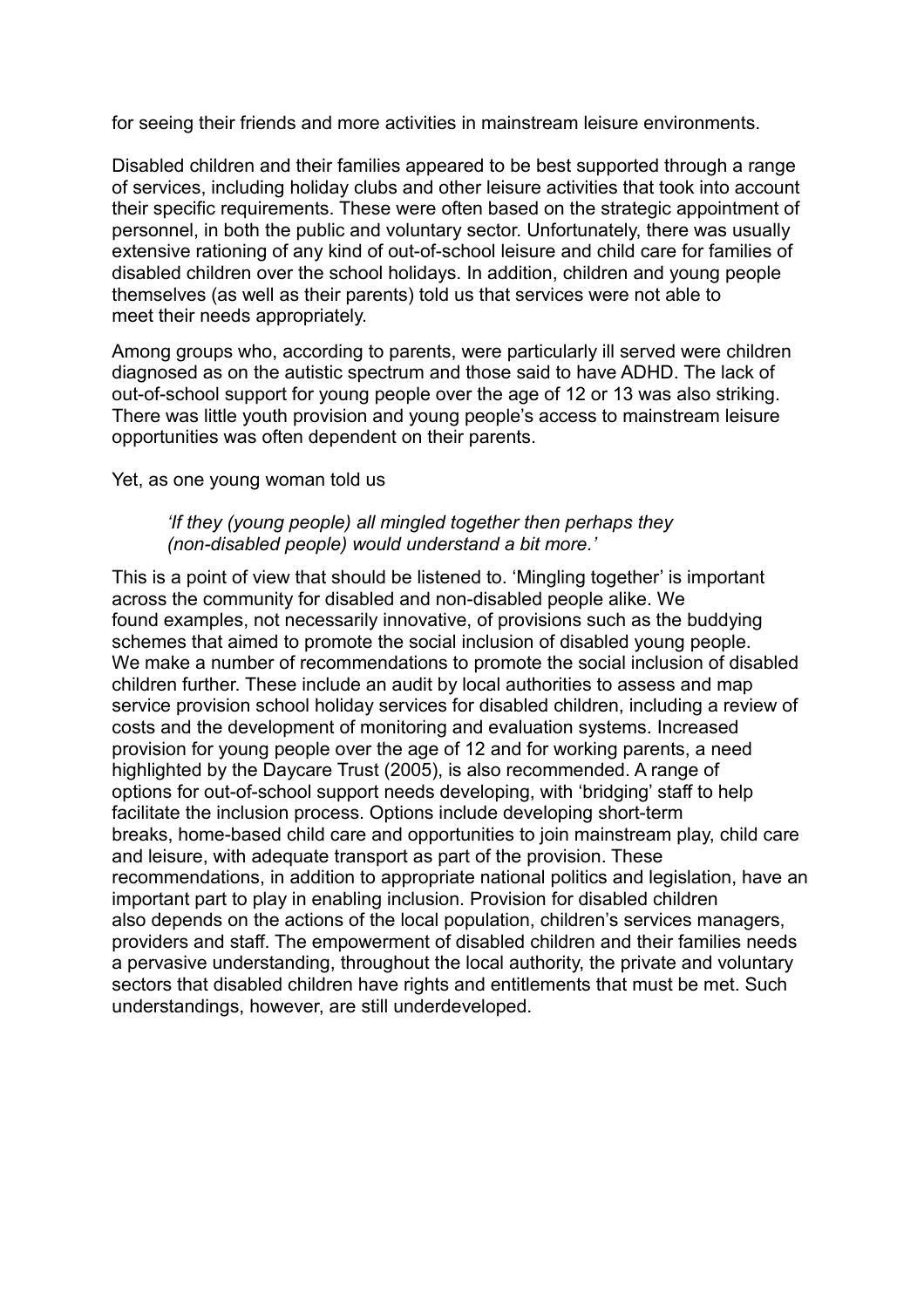for seeing their friends and more activities in mainstream leisure environments.

Disabled children and their families appeared to be best supported through a range of services, including holiday clubs and other leisure activities that took into account their specific requirements. These were often based on the strategic appointment of personnel, in both the public and voluntary sector. Unfortunately, there was usually extensive rationing of any kind of out-of-school leisure and child care for families of disabled children over the school holidays. In addition, children and young people themselves (as well as their parents) told us that services were not able to meet their needs appropriately.

Among groups who, according to parents, were particularly ill served were children diagnosed as on the autistic spectrum and those said to have ADHD. The lack of out-of-school support for young people over the age of 12 or 13 was also striking. There was little youth provision and young people's access to mainstream leisure opportunities was often dependent on their parents.

Yet, as one young woman told us

> *'If they (young people) all mingled together then perhaps they (non-disabled people) would understand a bit more.'*

This is a point of view that should be listened to. 'Mingling together' is important across the community for disabled and non-disabled people alike. We found examples, not necessarily innovative, of provisions such as the buddying schemes that aimed to promote the social inclusion of disabled young people. We make a number of recommendations to promote the social inclusion of disabled children further. These include an audit by local authorities to assess and map service provision school holiday services for disabled children, including a review of costs and the development of monitoring and evaluation systems. Increased provision for young people over the age of 12 and for working parents, a need highlighted by the Daycare Trust (2005), is also recommended. A range of options for out-of-school support needs developing, with 'bridging' staff to help facilitate the inclusion process. Options include developing short-term breaks, home-based child care and opportunities to join mainstream play, child care and leisure, with adequate transport as part of the provision. These recommendations, in addition to appropriate national politics and legislation, have an important part to play in enabling inclusion. Provision for disabled children also depends on the actions of the local population, children's services managers, providers and staff. The empowerment of disabled children and their families needs a pervasive understanding, throughout the local authority, the private and voluntary sectors that disabled children have rights and entitlements that must be met. Such understandings, however, are still underdeveloped.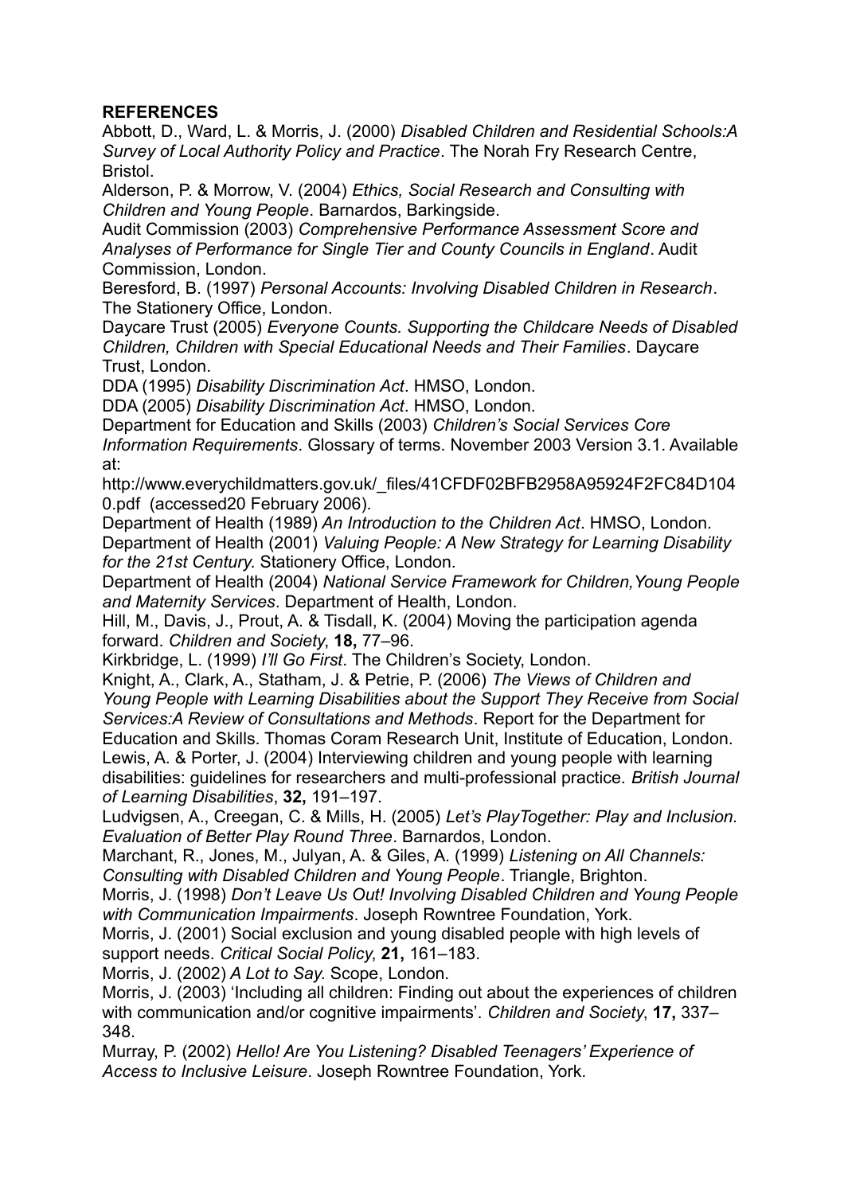**REFERENCES**

Abbott, D., Ward, L. & Morris, J. (2000) *Disabled Children and Residential Schools:A Survey of Local Authority Policy and Practice*. The Norah Fry Research Centre, Bristol.

Alderson, P. & Morrow, V. (2004) *Ethics, Social Research and Consulting with Children and Young People*. Barnardos, Barkingside.

Audit Commission (2003) *Comprehensive Performance Assessment Score and Analyses of Performance for Single Tier and County Councils in England*. Audit Commission, London.

Beresford, B. (1997) *Personal Accounts: Involving Disabled Children in Research*. The Stationery Office, London.

Daycare Trust (2005) *Everyone Counts. Supporting the Childcare Needs of Disabled Children, Children with Special Educational Needs and Their Families*. Daycare Trust, London.

DDA (1995) *Disability Discrimination Act*. HMSO, London.

DDA (2005) *Disability Discrimination Act*. HMSO, London.

Department for Education and Skills (2003) *Children's Social Services Core Information Requirements*. Glossary of terms. November 2003 Version 3.1. Available at:
http://www.everychildmatters.gov.uk/_files/41CFDF02BFB2958A95924F2FC84D1040.pdf (accessed20 February 2006).

Department of Health (1989) *An Introduction to the Children Act*. HMSO, London.

Department of Health (2001) *Valuing People: A New Strategy for Learning Disability for the 21st Century*. Stationery Office, London.

Department of Health (2004) *National Service Framework for Children,Young People and Maternity Services*. Department of Health, London.

Hill, M., Davis, J., Prout, A. & Tisdall, K. (2004) Moving the participation agenda forward. *Children and Society*, **18,** 77–96.

Kirkbridge, L. (1999) *I'll Go First*. The Children's Society, London.

Knight, A., Clark, A., Statham, J. & Petrie, P. (2006) *The Views of Children and Young People with Learning Disabilities about the Support They Receive from Social Services:A Review of Consultations and Methods*. Report for the Department for Education and Skills. Thomas Coram Research Unit, Institute of Education, London.

Lewis, A. & Porter, J. (2004) Interviewing children and young people with learning disabilities: guidelines for researchers and multi-professional practice. *British Journal of Learning Disabilities*, **32,** 191–197.

Ludvigsen, A., Creegan, C. & Mills, H. (2005) *Let's PlayTogether: Play and Inclusion. Evaluation of Better Play Round Three*. Barnardos, London.

Marchant, R., Jones, M., Julyan, A. & Giles, A. (1999) *Listening on All Channels: Consulting with Disabled Children and Young People*. Triangle, Brighton.

Morris, J. (1998) *Don't Leave Us Out! Involving Disabled Children and Young People with Communication Impairments*. Joseph Rowntree Foundation, York.

Morris, J. (2001) Social exclusion and young disabled people with high levels of support needs. *Critical Social Policy*, **21,** 161–183.

Morris, J. (2002) *A Lot to Say*. Scope, London.

Morris, J. (2003) 'Including all children: Finding out about the experiences of children with communication and/or cognitive impairments'. *Children and Society*, **17,** 337–348.

Murray, P. (2002) *Hello! Are You Listening? Disabled Teenagers' Experience of Access to Inclusive Leisure*. Joseph Rowntree Foundation, York.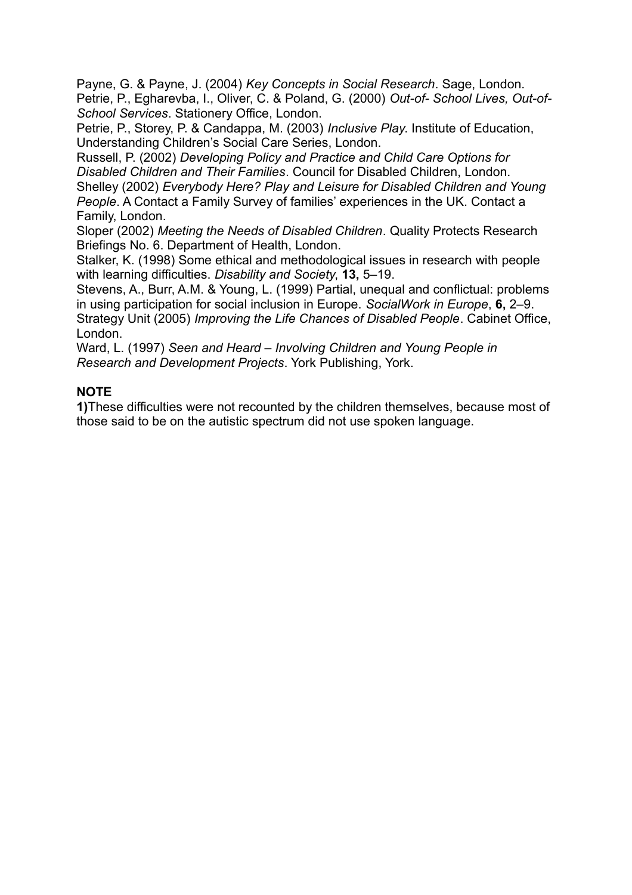Payne, G. & Payne, J. (2004) *Key Concepts in Social Research*. Sage, London.

Petrie, P., Egharevba, I., Oliver, C. & Poland, G. (2000) *Out-of- School Lives, Out-of-School Services*. Stationery Office, London.

Petrie, P., Storey, P. & Candappa, M. (2003) *Inclusive Play*. Institute of Education, Understanding Children's Social Care Series, London.

Russell, P. (2002) *Developing Policy and Practice and Child Care Options for Disabled Children and Their Families*. Council for Disabled Children, London.

Shelley (2002) *Everybody Here? Play and Leisure for Disabled Children and Young People*. A Contact a Family Survey of families' experiences in the UK. Contact a Family, London.

Sloper (2002) *Meeting the Needs of Disabled Children*. Quality Protects Research Briefings No. 6. Department of Health, London.

Stalker, K. (1998) Some ethical and methodological issues in research with people with learning difficulties. *Disability and Society*, **13,** 5–19.

Stevens, A., Burr, A.M. & Young, L. (1999) Partial, unequal and conflictual: problems in using participation for social inclusion in Europe. *SocialWork in Europe*, **6,** 2–9.

Strategy Unit (2005) *Improving the Life Chances of Disabled People*. Cabinet Office, London.

Ward, L. (1997) *Seen and Heard – Involving Children and Young People in Research and Development Projects*. York Publishing, York.

**NOTE**

**1)**These difficulties were not recounted by the children themselves, because most of those said to be on the autistic spectrum did not use spoken language.